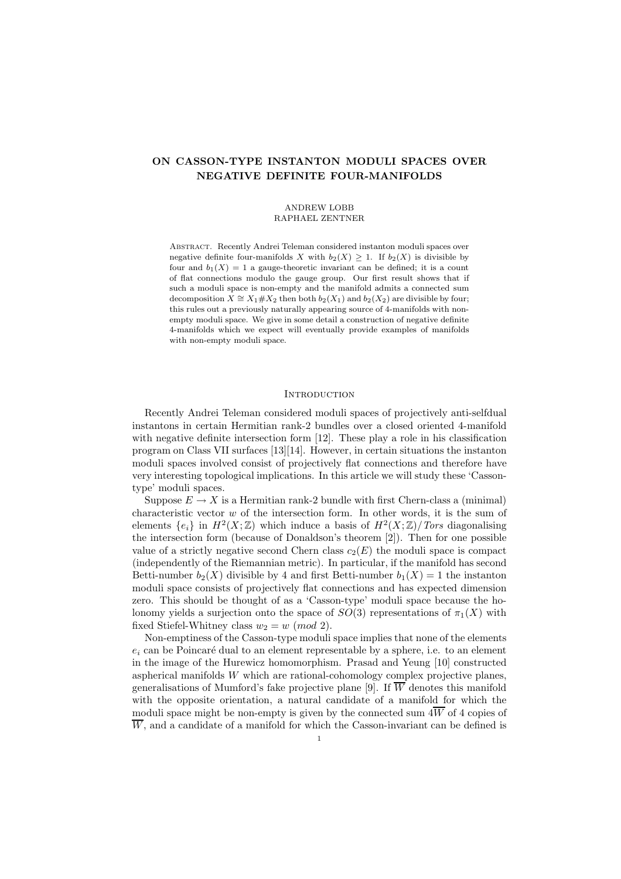# ON CASSON-TYPE INSTANTON MODULI SPACES OVER NEGATIVE DEFINITE FOUR-MANIFOLDS

ANDREW LOBB
RAPHAEL ZENTNER

Abstract. Recently Andrei Teleman considered instanton moduli spaces over negative definite four-manifolds $X$ with $b_2(X) \geq 1$. If $b_2(X)$ is divisible by four and $b_1(X) = 1$ a gauge-theoretic invariant can be defined; it is a count of flat connections modulo the gauge group. Our first result shows that if such a moduli space is non-empty and the manifold admits a connected sum decomposition $X \cong X_1 \# X_2$ then both $b_2(X_1)$ and $b_2(X_2)$ are divisible by four; this rules out a previously naturally appearing source of 4-manifolds with non-empty moduli space. We give in some detail a construction of negative definite 4-manifolds which we expect will eventually provide examples of manifolds with non-empty moduli space.

## Introduction

Recently Andrei Teleman considered moduli spaces of projectively anti-selfdual instantons in certain Hermitian rank-2 bundles over a closed oriented 4-manifold with negative definite intersection form [12]. These play a role in his classification program on Class VII surfaces [13][14]. However, in certain situations the instanton moduli spaces involved consist of projectively flat connections and therefore have very interesting topological implications. In this article we will study these 'Casson-type' moduli spaces.

Suppose $E \to X$ is a Hermitian rank-2 bundle with first Chern-class a (minimal) characteristic vector $w$ of the intersection form. In other words, it is the sum of elements $\{e_i\}$ in $H^2(X;\mathbb{Z})$ which induce a basis of $H^2(X;\mathbb{Z})/Tors$ diagonalising the intersection form (because of Donaldson's theorem [2]). Then for one possible value of a strictly negative second Chern class $c_2(E)$ the moduli space is compact (independently of the Riemannian metric). In particular, if the manifold has second Betti-number $b_2(X)$ divisible by 4 and first Betti-number $b_1(X) = 1$ the instanton moduli space consists of projectively flat connections and has expected dimension zero. This should be thought of as a 'Casson-type' moduli space because the holonomy yields a surjection onto the space of $SO(3)$ representations of $\pi_1(X)$ with fixed Stiefel-Whitney class $w_2 = w \ (mod\ 2)$.

Non-emptiness of the Casson-type moduli space implies that none of the elements $e_i$ can be Poincaré dual to an element representable by a sphere, i.e. to an element in the image of the Hurewicz homomorphism. Prasad and Yeung [10] constructed aspherical manifolds $W$ which are rational-cohomology complex projective planes, generalisations of Mumford's fake projective plane [9]. If $\overline{W}$ denotes this manifold with the opposite orientation, a natural candidate of a manifold for which the moduli space might be non-empty is given by the connected sum $4\overline{W}$ of 4 copies of $\overline{W}$, and a candidate of a manifold for which the Casson-invariant can be defined is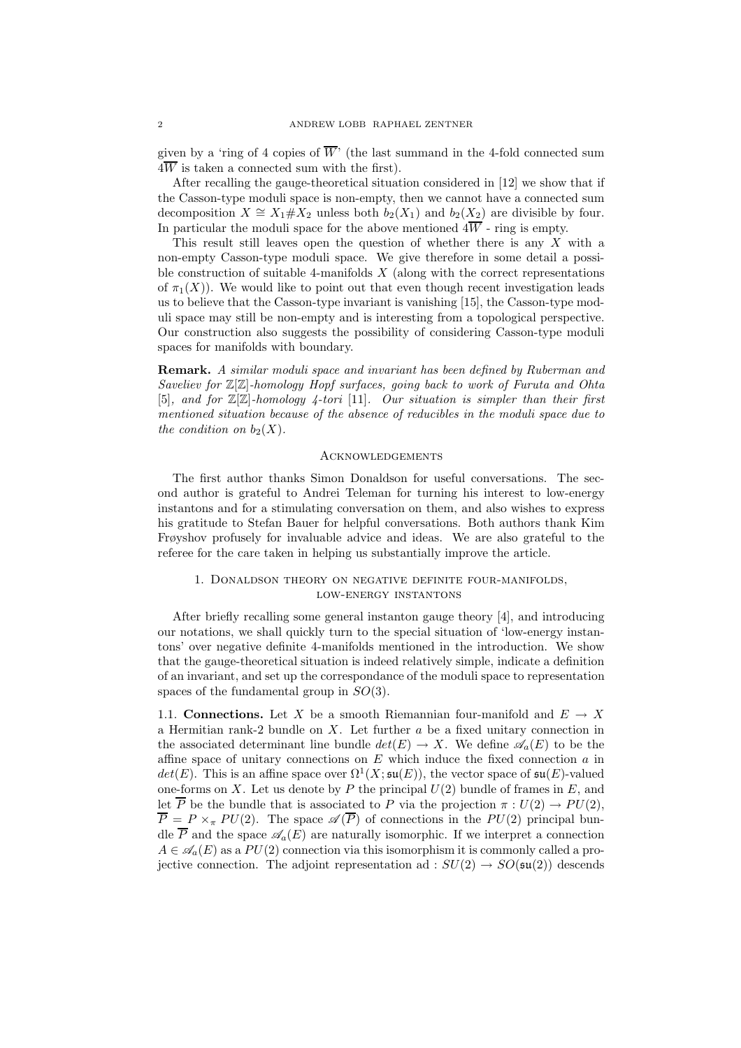given by a 'ring of 4 copies of $\overline{W}$' (the last summand in the 4-fold connected sum $4\overline{W}$ is taken a connected sum with the first).

After recalling the gauge-theoretical situation considered in [12] we show that if the Casson-type moduli space is non-empty, then we cannot have a connected sum decomposition $X \cong X_1 \# X_2$ unless both $b_2(X_1)$ and $b_2(X_2)$ are divisible by four. In particular the moduli space for the above mentioned $4\overline{W}$ - ring is empty.

This result still leaves open the question of whether there is any $X$ with a non-empty Casson-type moduli space. We give therefore in some detail a possible construction of suitable 4-manifolds $X$ (along with the correct representations of $\pi_1(X)$). We would like to point out that even though recent investigation leads us to believe that the Casson-type invariant is vanishing [15], the Casson-type moduli space may still be non-empty and is interesting from a topological perspective. Our construction also suggests the possibility of considering Casson-type moduli spaces for manifolds with boundary.

**Remark.** *A similar moduli space and invariant has been defined by Ruberman and Saveliev for $\mathbb{Z}[\mathbb{Z}]$-homology Hopf surfaces, going back to work of Furuta and Ohta [5], and for $\mathbb{Z}[\mathbb{Z}]$-homology 4-tori [11]. Our situation is simpler than their first mentioned situation because of the absence of reducibles in the moduli space due to the condition on $b_2(X)$.*

## Acknowledgements

The first author thanks Simon Donaldson for useful conversations. The second author is grateful to Andrei Teleman for turning his interest to low-energy instantons and for a stimulating conversation on them, and also wishes to express his gratitude to Stefan Bauer for helpful conversations. Both authors thank Kim Frøyshov profusely for invaluable advice and ideas. We are also grateful to the referee for the care taken in helping us substantially improve the article.

## 1. Donaldson theory on negative definite four-manifolds, low-energy instantons

After briefly recalling some general instanton gauge theory [4], and introducing our notations, we shall quickly turn to the special situation of 'low-energy instantons' over negative definite 4-manifolds mentioned in the introduction. We show that the gauge-theoretical situation is indeed relatively simple, indicate a definition of an invariant, and set up the correspondance of the moduli space to representation spaces of the fundamental group in $SO(3)$.

**1.1. Connections.** Let $X$ be a smooth Riemannian four-manifold and $E \to X$ a Hermitian rank-2 bundle on $X$. Let further $a$ be a fixed unitary connection in the associated determinant line bundle $det(E) \to X$. We define $\mathscr{A}_a(E)$ to be the affine space of unitary connections on $E$ which induce the fixed connection $a$ in $det(E)$. This is an affine space over $\Omega^1(X; \mathfrak{su}(E))$, the vector space of $\mathfrak{su}(E)$-valued one-forms on $X$. Let us denote by $P$ the principal $U(2)$ bundle of frames in $E$, and let $\overline{P}$ be the bundle that is associated to $P$ via the projection $\pi : U(2) \to PU(2)$, $\overline{P} = P \times_\pi PU(2)$. The space $\mathscr{A}(\overline{P})$ of connections in the $PU(2)$ principal bundle $\overline{P}$ and the space $\mathscr{A}_a(E)$ are naturally isomorphic. If we interpret a connection $A \in \mathscr{A}_a(E)$ as a $PU(2)$ connection via this isomorphism it is commonly called a projective connection. The adjoint representation $\text{ad} : SU(2) \to SO(\mathfrak{su}(2))$ descends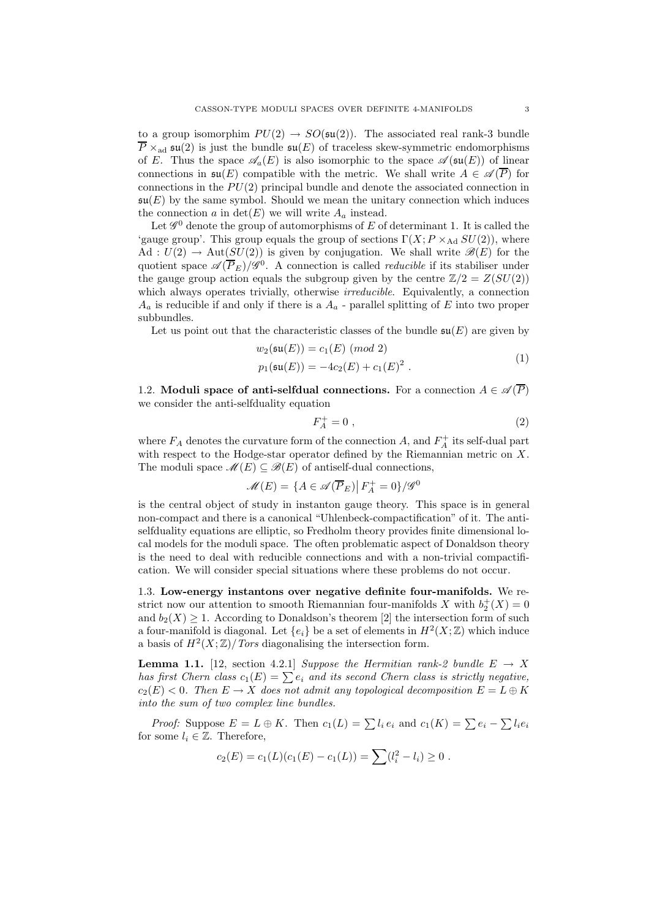to a group isomorphim $PU(2) \to SO(\mathfrak{su}(2))$. The associated real rank-3 bundle $\overline{P} \times_{\mathrm{ad}} \mathfrak{su}(2)$ is just the bundle $\mathfrak{su}(E)$ of traceless skew-symmetric endomorphisms of $E$. Thus the space $\mathscr{A}_a(E)$ is also isomorphic to the space $\mathscr{A}(\mathfrak{su}(E))$ of linear connections in $\mathfrak{su}(E)$ compatible with the metric. We shall write $A \in \mathscr{A}(\overline{P})$ for connections in the $PU(2)$ principal bundle and denote the associated connection in $\mathfrak{su}(E)$ by the same symbol. Should we mean the unitary connection which induces the connection $a$ in $\det(E)$ we will write $A_a$ instead.

Let $\mathscr{G}^0$ denote the group of automorphisms of $E$ of determinant 1. It is called the 'gauge group'. This group equals the group of sections $\Gamma(X; P \times_{\mathrm{Ad}} SU(2))$, where $\mathrm{Ad} : U(2) \to \mathrm{Aut}(SU(2))$ is given by conjugation. We shall write $\mathscr{B}(E)$ for the quotient space $\mathscr{A}(\overline{P}_E)/\mathscr{G}^0$. A connection is called *reducible* if its stabiliser under the gauge group action equals the subgroup given by the centre $\mathbb{Z}/2 = Z(SU(2))$ which always operates trivially, otherwise *irreducible*. Equivalently, a connection $A_a$ is reducible if and only if there is a $A_a$ - parallel splitting of $E$ into two proper subbundles.

Let us point out that the characteristic classes of the bundle $\mathfrak{su}(E)$ are given by

$$
\begin{aligned}
w_2(\mathfrak{su}(E)) &= c_1(E) \ (mod\ 2) \\
p_1(\mathfrak{su}(E)) &= -4c_2(E) + c_1(E)^2 \ .
\end{aligned}
\tag{1}
$$

**1.2. Moduli space of anti-selfdual connections.** For a connection $A \in \mathscr{A}(\overline{P})$ we consider the anti-selfduality equation

$$
F_A^+ = 0 \ , \tag{2}
$$

where $F_A$ denotes the curvature form of the connection $A$, and $F_A^+$ its self-dual part with respect to the Hodge-star operator defined by the Riemannian metric on $X$. The moduli space $\mathscr{M}(E) \subseteq \mathscr{B}(E)$ of antiself-dual connections,

$$
\mathscr{M}(E) = \{A \in \mathscr{A}(\overline{P}_E) \big| \, F_A^+ = 0\}/\mathscr{G}^0
$$

is the central object of study in instanton gauge theory. This space is in general non-compact and there is a canonical "Uhlenbeck-compactification" of it. The antiselfduality equations are elliptic, so Fredholm theory provides finite dimensional local models for the moduli space. The often problematic aspect of Donaldson theory is the need to deal with reducible connections and with a non-trivial compactification. We will consider special situations where these problems do not occur.

**1.3. Low-energy instantons over negative definite four-manifolds.** We restrict now our attention to smooth Riemannian four-manifolds $X$ with $b_2^+(X) = 0$ and $b_2(X) \geq 1$. According to Donaldson's theorem [2] the intersection form of such a four-manifold is diagonal. Let $\{e_i\}$ be a set of elements in $H^2(X;\mathbb{Z})$ which induce a basis of $H^2(X;\mathbb{Z})/\mathit{Tors}$ diagonalising the intersection form.

**Lemma 1.1.** [12, section 4.2.1] *Suppose the Hermitian rank-2 bundle $E \to X$ has first Chern class $c_1(E) = \sum e_i$ and its second Chern class is strictly negative, $c_2(E) < 0$. Then $E \to X$ does not admit any topological decomposition $E = L \oplus K$ into the sum of two complex line bundles.*

*Proof:* Suppose $E = L \oplus K$. Then $c_1(L) = \sum l_i\, e_i$ and $c_1(K) = \sum e_i - \sum l_i e_i$ for some $l_i \in \mathbb{Z}$. Therefore,

$$
c_2(E) = c_1(L)(c_1(E) - c_1(L)) = \sum (l_i^2 - l_i) \geq 0 \ .
$$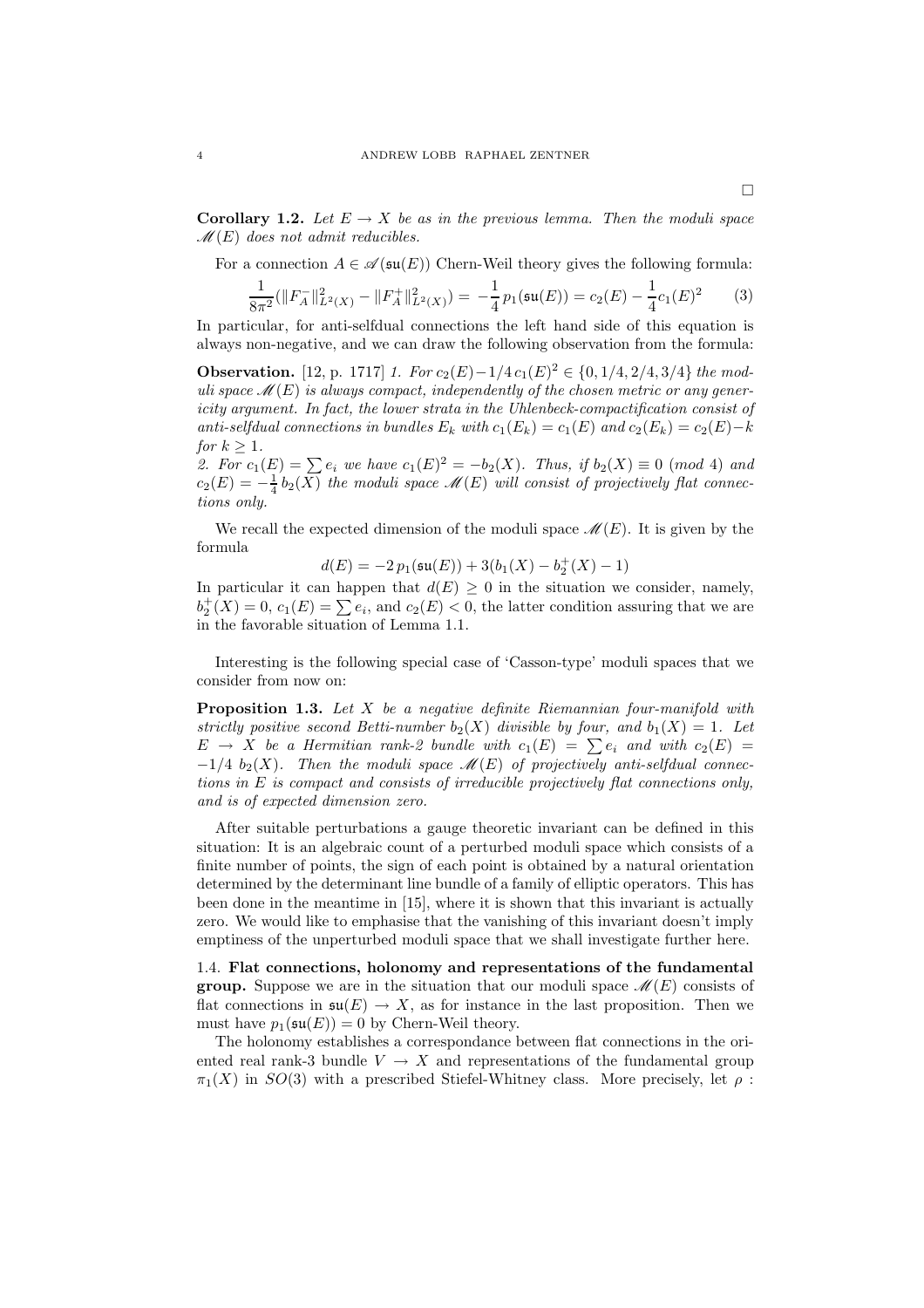□

**Corollary 1.2.** *Let $E \to X$ be as in the previous lemma. Then the moduli space $\mathscr{M}(E)$ does not admit reducibles.*

For a connection $A \in \mathscr{A}(\mathfrak{su}(E))$ Chern-Weil theory gives the following formula:

$$\frac{1}{8\pi^2}(\|F_A^-\|^2_{L^2(X)} - \|F_A^+\|^2_{L^2(X)}) = -\frac{1}{4}\,p_1(\mathfrak{su}(E)) = c_2(E) - \frac{1}{4}c_1(E)^2 \qquad (3)$$

In particular, for anti-selfdual connections the left hand side of this equation is always non-negative, and we can draw the following observation from the formula:

**Observation.** [12, p. 1717] *1. For $c_2(E) - 1/4\, c_1(E)^2 \in \{0, 1/4, 2/4, 3/4\}$ the moduli space $\mathscr{M}(E)$ is always compact, independently of the chosen metric or any genericity argument. In fact, the lower strata in the Uhlenbeck-compactification consist of anti-selfdual connections in bundles $E_k$ with $c_1(E_k) = c_1(E)$ and $c_2(E_k) = c_2(E) - k$ for $k \geq 1$.*
*2. For $c_1(E) = \sum e_i$ we have $c_1(E)^2 = -b_2(X)$. Thus, if $b_2(X) \equiv 0$ (mod 4) and $c_2(E) = -\frac{1}{4}\,b_2(X)$ the moduli space $\mathscr{M}(E)$ will consist of projectively flat connections only.*

We recall the expected dimension of the moduli space $\mathscr{M}(E)$. It is given by the formula

$$d(E) = -2\,p_1(\mathfrak{su}(E)) + 3(b_1(X) - b_2^+(X) - 1)$$

In particular it can happen that $d(E) \geq 0$ in the situation we consider, namely, $b_2^+(X) = 0$, $c_1(E) = \sum e_i$, and $c_2(E) < 0$, the latter condition assuring that we are in the favorable situation of Lemma 1.1.

Interesting is the following special case of 'Casson-type' moduli spaces that we consider from now on:

**Proposition 1.3.** *Let $X$ be a negative definite Riemannian four-manifold with strictly positive second Betti-number $b_2(X)$ divisible by four, and $b_1(X) = 1$. Let $E \to X$ be a Hermitian rank-2 bundle with $c_1(E) = \sum e_i$ and with $c_2(E) = -1/4\ b_2(X)$. Then the moduli space $\mathscr{M}(E)$ of projectively anti-selfdual connections in $E$ is compact and consists of irreducible projectively flat connections only, and is of expected dimension zero.*

After suitable perturbations a gauge theoretic invariant can be defined in this situation: It is an algebraic count of a perturbed moduli space which consists of a finite number of points, the sign of each point is obtained by a natural orientation determined by the determinant line bundle of a family of elliptic operators. This has been done in the meantime in [15], where it is shown that this invariant is actually zero. We would like to emphasise that the vanishing of this invariant doesn't imply emptiness of the unperturbed moduli space that we shall investigate further here.

### 1.4. Flat connections, holonomy and representations of the fundamental group.

Suppose we are in the situation that our moduli space $\mathscr{M}(E)$ consists of flat connections in $\mathfrak{su}(E) \to X$, as for instance in the last proposition. Then we must have $p_1(\mathfrak{su}(E)) = 0$ by Chern-Weil theory.

The holonomy establishes a correspondance between flat connections in the oriented real rank-3 bundle $V \to X$ and representations of the fundamental group $\pi_1(X)$ in $SO(3)$ with a prescribed Stiefel-Whitney class. More precisely, let $\rho$ :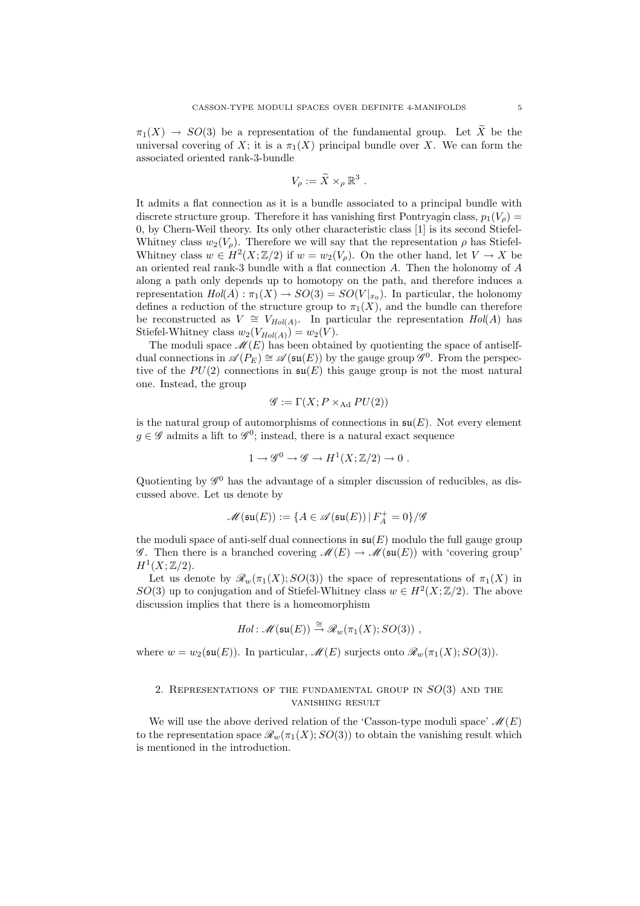$\pi_1(X) \to SO(3)$ be a representation of the fundamental group. Let $\widetilde{X}$ be the universal covering of $X$; it is a $\pi_1(X)$ principal bundle over $X$. We can form the associated oriented rank-3-bundle

$$V_\rho := \widetilde{X} \times_\rho \mathbb{R}^3 \ .$$

It admits a flat connection as it is a bundle associated to a principal bundle with discrete structure group. Therefore it has vanishing first Pontryagin class, $p_1(V_\rho) = 0$, by Chern-Weil theory. Its only other characteristic class [1] is its second Stiefel-Whitney class $w_2(V_\rho)$. Therefore we will say that the representation $\rho$ has Stiefel-Whitney class $w \in H^2(X;\mathbb{Z}/2)$ if $w = w_2(V_\rho)$. On the other hand, let $V \to X$ be an oriented real rank-3 bundle with a flat connection $A$. Then the holonomy of $A$ along a path only depends up to homotopy on the path, and therefore induces a representation $Hol(A) : \pi_1(X) \to SO(3) = SO(V|_{x_0})$. In particular, the holonomy defines a reduction of the structure group to $\pi_1(X)$, and the bundle can therefore be reconstructed as $V \cong V_{Hol(A)}$. In particular the representation $Hol(A)$ has Stiefel-Whitney class $w_2(V_{Hol(A)}) = w_2(V)$.

The moduli space $\mathscr{M}(E)$ has been obtained by quotienting the space of antiself-dual connections in $\mathscr{A}(P_E) \cong \mathscr{A}(\mathfrak{su}(E))$ by the gauge group $\mathscr{G}^0$. From the perspective of the $PU(2)$ connections in $\mathfrak{su}(E)$ this gauge group is not the most natural one. Instead, the group

$$\mathscr{G} := \Gamma(X; P \times_{\mathrm{Ad}} PU(2))$$

is the natural group of automorphisms of connections in $\mathfrak{su}(E)$. Not every element $g \in \mathscr{G}$ admits a lift to $\mathscr{G}^0$; instead, there is a natural exact sequence

$$1 \to \mathscr{G}^0 \to \mathscr{G} \to H^1(X;\mathbb{Z}/2) \to 0 \ .$$

Quotienting by $\mathscr{G}^0$ has the advantage of a simpler discussion of reducibles, as discussed above. Let us denote by

$$\mathscr{M}(\mathfrak{su}(E)) := \{A \in \mathscr{A}(\mathfrak{su}(E)) \,|\, F_A^+ = 0\}/\mathscr{G}$$

the moduli space of anti-self dual connections in $\mathfrak{su}(E)$ modulo the full gauge group $\mathscr{G}$. Then there is a branched covering $\mathscr{M}(E) \to \mathscr{M}(\mathfrak{su}(E))$ with 'covering group' $H^1(X;\mathbb{Z}/2)$.

Let us denote by $\mathscr{R}_w(\pi_1(X); SO(3))$ the space of representations of $\pi_1(X)$ in $SO(3)$ up to conjugation and of Stiefel-Whitney class $w \in H^2(X;\mathbb{Z}/2)$. The above discussion implies that there is a homeomorphism

$$Hol \colon \mathscr{M}(\mathfrak{su}(E)) \xrightarrow{\cong} \mathscr{R}_w(\pi_1(X); SO(3)) \ ,$$

where $w = w_2(\mathfrak{su}(E))$. In particular, $\mathscr{M}(E)$ surjects onto $\mathscr{R}_w(\pi_1(X); SO(3))$.

## 2. Representations of the fundamental group in $SO(3)$ and the vanishing result

We will use the above derived relation of the 'Casson-type moduli space' $\mathscr{M}(E)$ to the representation space $\mathscr{R}_w(\pi_1(X); SO(3))$ to obtain the vanishing result which is mentioned in the introduction.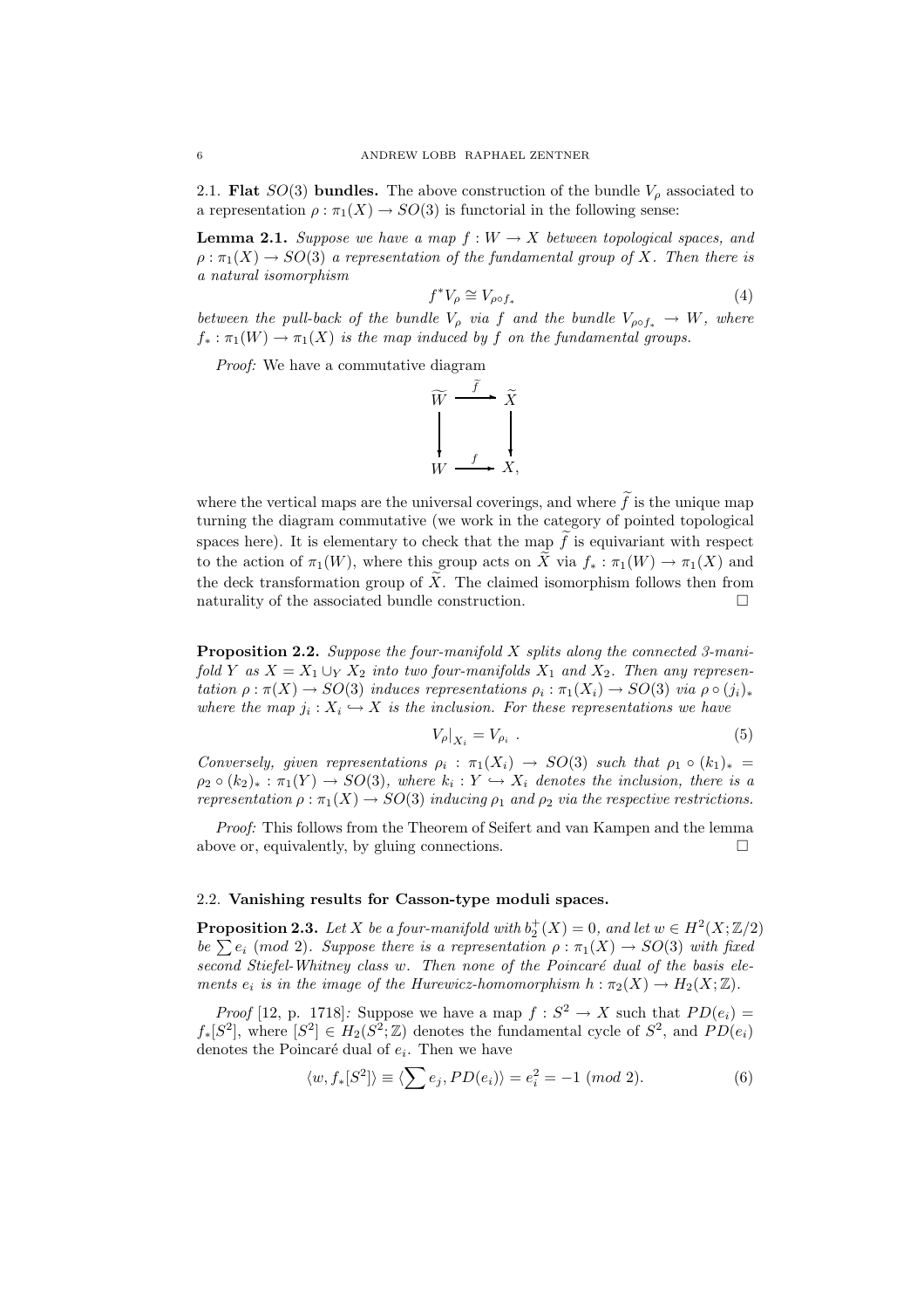2.1. **Flat $SO(3)$ bundles.** The above construction of the bundle $V_\rho$ associated to a representation $\rho : \pi_1(X) \to SO(3)$ is functorial in the following sense:

**Lemma 2.1.** *Suppose we have a map $f : W \to X$ between topological spaces, and $\rho : \pi_1(X) \to SO(3)$ a representation of the fundamental group of $X$. Then there is a natural isomorphism*

$$f^* V_\rho \cong V_{\rho \circ f_*} \tag{4}$$

*between the pull-back of the bundle $V_\rho$ via $f$ and the bundle $V_{\rho\circ f_*} \to W$, where $f_* : \pi_1(W) \to \pi_1(X)$ is the map induced by $f$ on the fundamental groups.*

*Proof:* We have a commutative diagram

$$\begin{array}{ccc} \widetilde{W} & \xrightarrow{\widetilde{f}} & \widetilde{X} \\ \downarrow & & \downarrow \\ W & \xrightarrow{f} & X, \end{array}$$

where the vertical maps are the universal coverings, and where $\widetilde{f}$ is the unique map turning the diagram commutative (we work in the category of pointed topological spaces here). It is elementary to check that the map $\widetilde{f}$ is equivariant with respect to the action of $\pi_1(W)$, where this group acts on $\widetilde{X}$ via $f_* : \pi_1(W) \to \pi_1(X)$ and the deck transformation group of $\widetilde{X}$. The claimed isomorphism follows then from naturality of the associated bundle construction. $\square$

**Proposition 2.2.** *Suppose the four-manifold $X$ splits along the connected 3-manifold $Y$ as $X = X_1 \cup_Y X_2$ into two four-manifolds $X_1$ and $X_2$. Then any representation $\rho : \pi(X) \to SO(3)$ induces representations $\rho_i : \pi_1(X_i) \to SO(3)$ via $\rho \circ (j_i)_*$ where the map $j_i : X_i \hookrightarrow X$ is the inclusion. For these representations we have*

$$V_\rho|_{X_i} = V_{\rho_i} \ . \tag{5}$$

*Conversely, given representations $\rho_i : \pi_1(X_i) \to SO(3)$ such that $\rho_1 \circ (k_1)_* = \rho_2 \circ (k_2)_* : \pi_1(Y) \to SO(3)$, where $k_i : Y \hookrightarrow X_i$ denotes the inclusion, there is a representation $\rho : \pi_1(X) \to SO(3)$ inducing $\rho_1$ and $\rho_2$ via the respective restrictions.*

*Proof:* This follows from the Theorem of Seifert and van Kampen and the lemma above or, equivalently, by gluing connections. $\square$

2.2. **Vanishing results for Casson-type moduli spaces.**

**Proposition 2.3.** *Let $X$ be a four-manifold with $b_2^+(X) = 0$, and let $w \in H^2(X;\mathbb{Z}/2)$ be $\sum e_i$ (mod 2). Suppose there is a representation $\rho : \pi_1(X) \to SO(3)$ with fixed second Stiefel-Whitney class $w$. Then none of the Poincaré dual of the basis elements $e_i$ is in the image of the Hurewicz-homomorphism $h : \pi_2(X) \to H_2(X;\mathbb{Z})$.*

*Proof* [12, p. 1718]*:* Suppose we have a map $f : S^2 \to X$ such that $PD(e_i) = f_*[S^2]$, where $[S^2] \in H_2(S^2;\mathbb{Z})$ denotes the fundamental cycle of $S^2$, and $PD(e_i)$ denotes the Poincaré dual of $e_i$. Then we have

$$\langle w, f_*[S^2] \rangle \equiv \langle \sum e_j, PD(e_i) \rangle = e_i^2 = -1 \ (mod\ 2). \tag{6}$$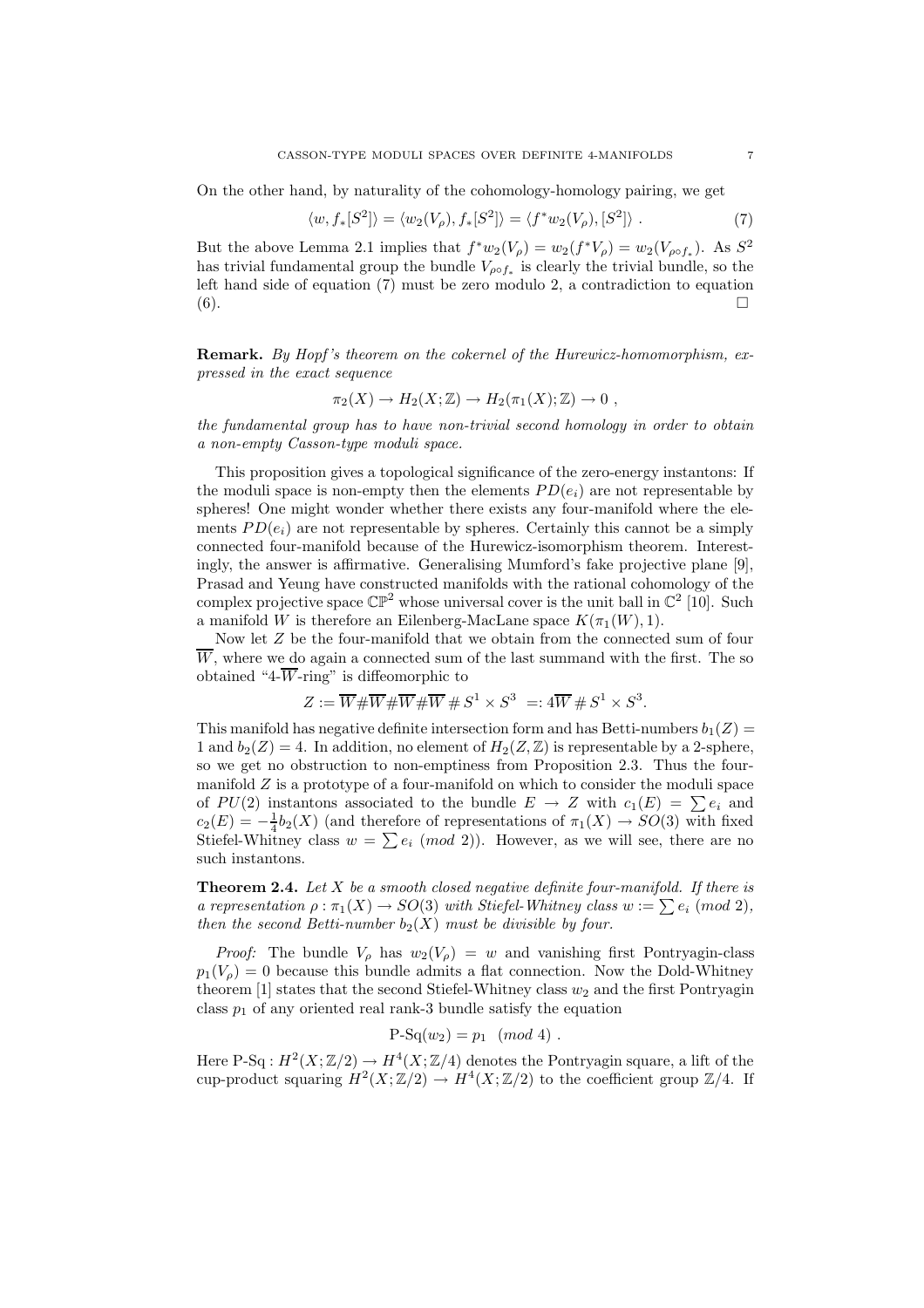On the other hand, by naturality of the cohomology-homology pairing, we get

$$\langle w, f_*[S^2]\rangle = \langle w_2(V_\rho), f_*[S^2]\rangle = \langle f^* w_2(V_\rho), [S^2]\rangle \ . \tag{7}$$

But the above Lemma 2.1 implies that $f^*w_2(V_\rho) = w_2(f^*V_\rho) = w_2(V_{\rho\circ f_*})$. As $S^2$ has trivial fundamental group the bundle $V_{\rho\circ f_*}$ is clearly the trivial bundle, so the left hand side of equation (7) must be zero modulo 2, a contradiction to equation (6). □

**Remark.** *By Hopf's theorem on the cokernel of the Hurewicz-homomorphism, expressed in the exact sequence*

$$\pi_2(X) \to H_2(X;\mathbb{Z}) \to H_2(\pi_1(X);\mathbb{Z}) \to 0 \ ,$$

*the fundamental group has to have non-trivial second homology in order to obtain a non-empty Casson-type moduli space.*

This proposition gives a topological significance of the zero-energy instantons: If the moduli space is non-empty then the elements $PD(e_i)$ are not representable by spheres! One might wonder whether there exists any four-manifold where the elements $PD(e_i)$ are not representable by spheres. Certainly this cannot be a simply connected four-manifold because of the Hurewicz-isomorphism theorem. Interestingly, the answer is affirmative. Generalising Mumford's fake projective plane [9], Prasad and Yeung have constructed manifolds with the rational cohomology of the complex projective space $\mathbb{CP}^2$ whose universal cover is the unit ball in $\mathbb{C}^2$ [10]. Such a manifold $W$ is therefore an Eilenberg-MacLane space $K(\pi_1(W), 1)$.

Now let $Z$ be the four-manifold that we obtain from the connected sum of four $\overline{W}$, where we do again a connected sum of the last summand with the first. The so obtained "4-$\overline{W}$-ring" is diffeomorphic to

$$Z := \overline{W}\#\overline{W}\#\overline{W}\#\overline{W}\,\#\,S^1\times S^3 \ =: 4\overline{W}\,\#\,S^1\times S^3.$$

This manifold has negative definite intersection form and has Betti-numbers $b_1(Z) = 1$ and $b_2(Z) = 4$. In addition, no element of $H_2(Z,\mathbb{Z})$ is representable by a 2-sphere, so we get no obstruction to non-emptiness from Proposition 2.3. Thus the four-manifold $Z$ is a prototype of a four-manifold on which to consider the moduli space of $PU(2)$ instantons associated to the bundle $E \to Z$ with $c_1(E) = \sum e_i$ and $c_2(E) = -\frac{1}{4}b_2(X)$ (and therefore of representations of $\pi_1(X) \to SO(3)$ with fixed Stiefel-Whitney class $w = \sum e_i \ (mod\ 2)$). However, as we will see, there are no such instantons.

**Theorem 2.4.** *Let $X$ be a smooth closed negative definite four-manifold. If there is a representation $\rho : \pi_1(X) \to SO(3)$ with Stiefel-Whitney class $w := \sum e_i \ (mod\ 2)$, then the second Betti-number $b_2(X)$ must be divisible by four.*

*Proof:* The bundle $V_\rho$ has $w_2(V_\rho) = w$ and vanishing first Pontryagin-class $p_1(V_\rho) = 0$ because this bundle admits a flat connection. Now the Dold-Whitney theorem [1] states that the second Stiefel-Whitney class $w_2$ and the first Pontryagin class $p_1$ of any oriented real rank-3 bundle satisfy the equation

$$\text{P-Sq}(w_2) = p_1 \ \ (mod\ 4) \ .$$

Here $\text{P-Sq} : H^2(X;\mathbb{Z}/2) \to H^4(X;\mathbb{Z}/4)$ denotes the Pontryagin square, a lift of the cup-product squaring $H^2(X;\mathbb{Z}/2) \to H^4(X;\mathbb{Z}/2)$ to the coefficient group $\mathbb{Z}/4$. If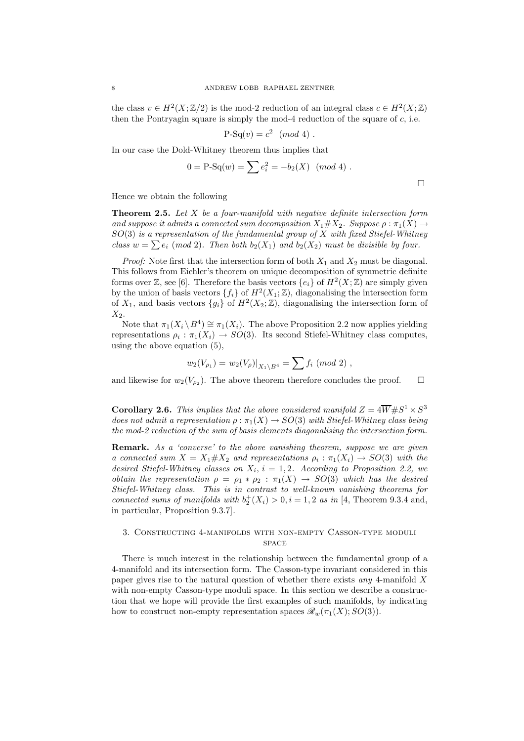the class $v \in H^2(X;\mathbb{Z}/2)$ is the mod-2 reduction of an integral class $c \in H^2(X;\mathbb{Z})$ then the Pontryagin square is simply the mod-4 reduction of the square of $c$, i.e.

$$\text{P-Sq}(v) = c^2 \pmod 4 .$$

In our case the Dold-Whitney theorem thus implies that

$$0 = \text{P-Sq}(w) = \sum e_i^2 = -b_2(X) \pmod 4 .$$

□

Hence we obtain the following

**Theorem 2.5.** *Let $X$ be a four-manifold with negative definite intersection form and suppose it admits a connected sum decomposition $X_1 \# X_2$. Suppose $\rho : \pi_1(X) \to SO(3)$ is a representation of the fundamental group of $X$ with fixed Stiefel-Whitney class $w = \sum e_i \pmod 2$. Then both $b_2(X_1)$ and $b_2(X_2)$ must be divisible by four.*

*Proof:* Note first that the intersection form of both $X_1$ and $X_2$ must be diagonal. This follows from Eichler's theorem on unique decomposition of symmetric definite forms over $\mathbb{Z}$, see [6]. Therefore the basis vectors $\{e_i\}$ of $H^2(X;\mathbb{Z})$ are simply given by the union of basis vectors $\{f_i\}$ of $H^2(X_1;\mathbb{Z})$, diagonalising the intersection form of $X_1$, and basis vectors $\{g_i\}$ of $H^2(X_2;\mathbb{Z})$, diagonalising the intersection form of $X_2$.

Note that $\pi_1(X_i \setminus B^4) \cong \pi_1(X_i)$. The above Proposition 2.2 now applies yielding representations $\rho_i : \pi_1(X_i) \to SO(3)$. Its second Stiefel-Whitney class computes, using the above equation (5),

$$w_2(V_{\rho_1}) = w_2(V_\rho)|_{X_1 \setminus B^4} = \sum f_i \pmod 2 ,$$

and likewise for $w_2(V_{\rho_2})$. The above theorem therefore concludes the proof. □

**Corollary 2.6.** *This implies that the above considered manifold $Z = 4\overline{W} \# S^1 \times S^3$ does not admit a representation $\rho : \pi_1(X) \to SO(3)$ with Stiefel-Whitney class being the mod-2 reduction of the sum of basis elements diagonalising the intersection form.*

**Remark.** *As a 'converse' to the above vanishing theorem, suppose we are given a connected sum $X = X_1 \# X_2$ and representations $\rho_i : \pi_1(X_i) \to SO(3)$ with the desired Stiefel-Whitney classes on $X_i$, $i = 1, 2$. According to Proposition 2.2, we obtain the representation $\rho = \rho_1 * \rho_2 : \pi_1(X) \to SO(3)$ which has the desired Stiefel-Whitney class. This is in contrast to well-known vanishing theorems for connected sums of manifolds with $b_2^+(X_i) > 0, i = 1, 2$ as in* [4, Theorem 9.3.4 and, in particular, Proposition 9.3.7].

## 3. Constructing 4-manifolds with non-empty Casson-type moduli space

There is much interest in the relationship between the fundamental group of a 4-manifold and its intersection form. The Casson-type invariant considered in this paper gives rise to the natural question of whether there exists *any* 4-manifold $X$ with non-empty Casson-type moduli space. In this section we describe a construction that we hope will provide the first examples of such manifolds, by indicating how to construct non-empty representation spaces $\mathscr{R}_w(\pi_1(X); SO(3))$.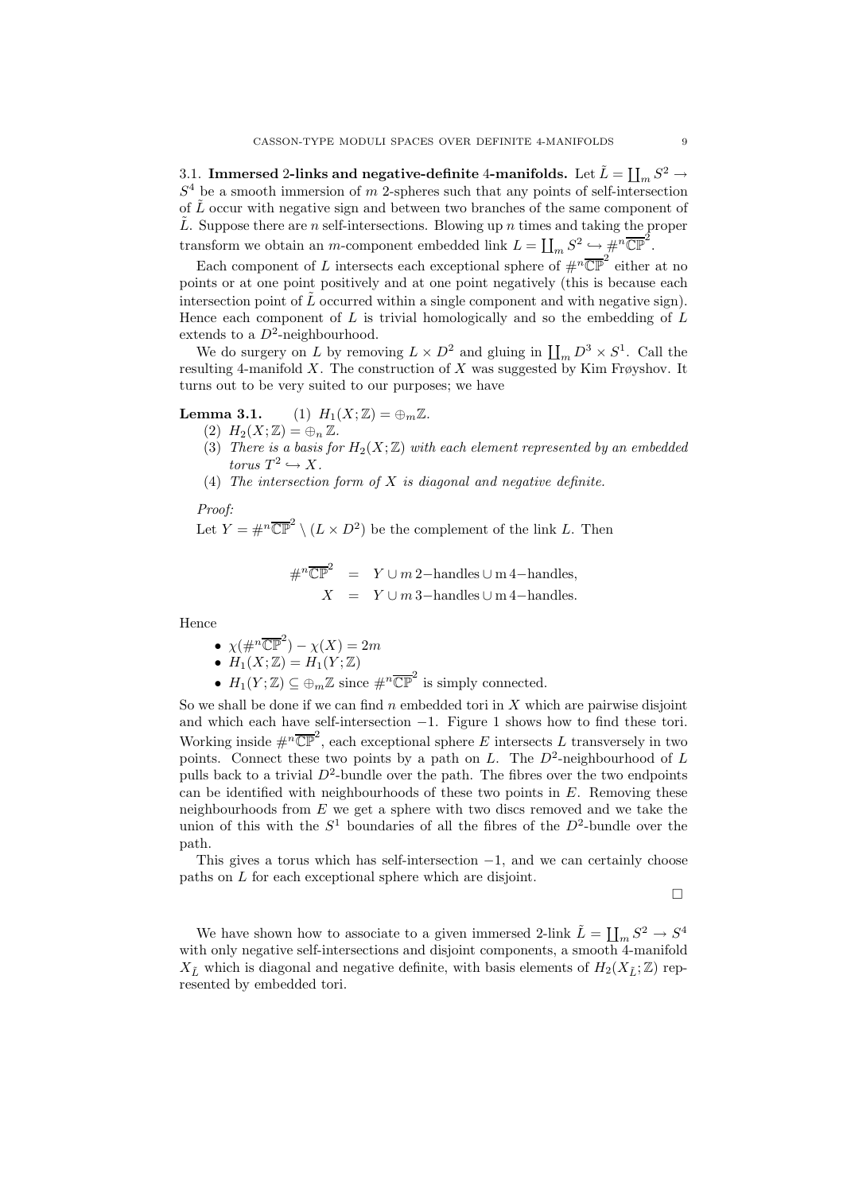3.1. **Immersed 2-links and negative-definite 4-manifolds.** Let $\tilde{L} = \coprod_m S^2 \to S^4$ be a smooth immersion of $m$ 2-spheres such that any points of self-intersection of $\tilde{L}$ occur with negative sign and between two branches of the same component of $\tilde{L}$. Suppose there are $n$ self-intersections. Blowing up $n$ times and taking the proper transform we obtain an $m$-component embedded link $L = \coprod_m S^2 \hookrightarrow \#^n \overline{\mathbb{CP}}^2$.

Each component of $L$ intersects each exceptional sphere of $\#^n \overline{\mathbb{CP}}^2$ either at no points or at one point positively and at one point negatively (this is because each intersection point of $\tilde{L}$ occurred within a single component and with negative sign). Hence each component of $L$ is trivial homologically and so the embedding of $L$ extends to a $D^2$-neighbourhood.

We do surgery on $L$ by removing $L \times D^2$ and gluing in $\coprod_m D^3 \times S^1$. Call the resulting 4-manifold $X$. The construction of $X$ was suggested by Kim Frøyshov. It turns out to be very suited to our purposes; we have

**Lemma 3.1.**
1. $H_1(X;\mathbb{Z}) = \oplus_m \mathbb{Z}$.
2. $H_2(X;\mathbb{Z}) = \oplus_n \mathbb{Z}$.
3. *There is a basis for $H_2(X;\mathbb{Z})$ with each element represented by an embedded torus $T^2 \hookrightarrow X$.*
4. *The intersection form of $X$ is diagonal and negative definite.*

*Proof:*
Let $Y = \#^n \overline{\mathbb{CP}}^2 \setminus (L \times D^2)$ be the complement of the link $L$. Then

$$\begin{aligned} \#^n \overline{\mathbb{CP}}^2 &= Y \cup m\, 2\text{-handles} \cup \text{m}\, 4\text{-handles}, \\ X &= Y \cup m\, 3\text{-handles} \cup \text{m}\, 4\text{-handles}. \end{aligned}$$

Hence

- $\chi(\#^n \overline{\mathbb{CP}}^2) - \chi(X) = 2m$
- $H_1(X;\mathbb{Z}) = H_1(Y;\mathbb{Z})$
- $H_1(Y;\mathbb{Z}) \subseteq \oplus_m \mathbb{Z}$ since $\#^n \overline{\mathbb{CP}}^2$ is simply connected.

So we shall be done if we can find $n$ embedded tori in $X$ which are pairwise disjoint and which each have self-intersection $-1$. Figure 1 shows how to find these tori. Working inside $\#^n \overline{\mathbb{CP}}^2$, each exceptional sphere $E$ intersects $L$ transversely in two points. Connect these two points by a path on $L$. The $D^2$-neighbourhood of $L$ pulls back to a trivial $D^2$-bundle over the path. The fibres over the two endpoints can be identified with neighbourhoods of these two points in $E$. Removing these neighbourhoods from $E$ we get a sphere with two discs removed and we take the union of this with the $S^1$ boundaries of all the fibres of the $D^2$-bundle over the path.

This gives a torus which has self-intersection $-1$, and we can certainly choose paths on $L$ for each exceptional sphere which are disjoint.

□

We have shown how to associate to a given immersed 2-link $\tilde{L} = \coprod_m S^2 \to S^4$ with only negative self-intersections and disjoint components, a smooth 4-manifold $X_{\tilde{L}}$ which is diagonal and negative definite, with basis elements of $H_2(X_{\tilde{L}};\mathbb{Z})$ represented by embedded tori.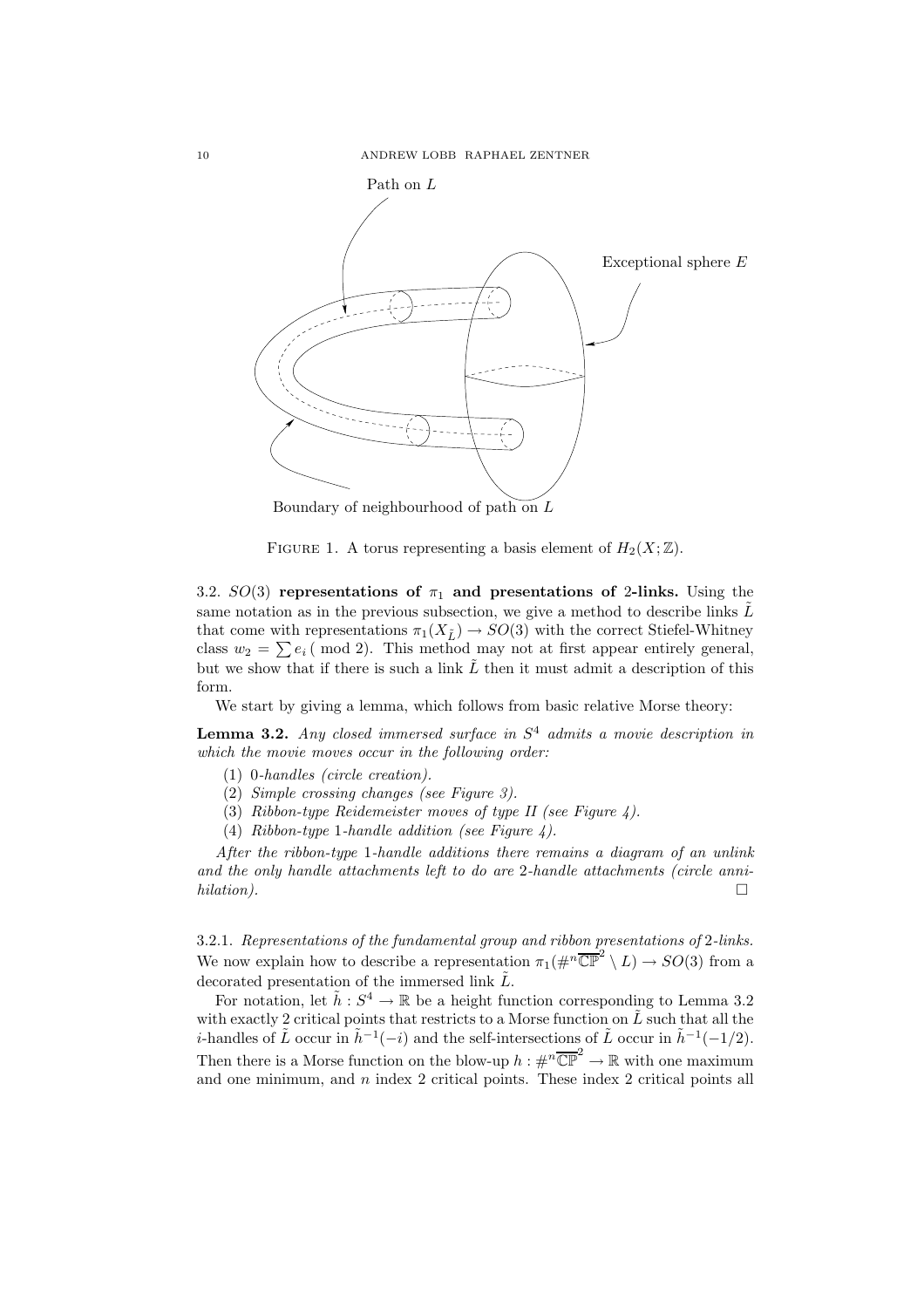Path on $L$

Exceptional sphere $E$

Boundary of neighbourhood of path on $L$

FIGURE 1. A torus representing a basis element of $H_2(X;\mathbb{Z})$.

3.2. $SO(3)$ **representations of** $\pi_1$ **and presentations of** 2**-links.** Using the same notation as in the previous subsection, we give a method to describe links $\tilde{L}$ that come with representations $\pi_1(X_{\tilde{L}}) \to SO(3)$ with the correct Stiefel-Whitney class $w_2 = \sum e_i \pmod 2$. This method may not at first appear entirely general, but we show that if there is such a link $\tilde{L}$ then it must admit a description of this form.

We start by giving a lemma, which follows from basic relative Morse theory:

**Lemma 3.2.** *Any closed immersed surface in $S^4$ admits a movie description in which the movie moves occur in the following order:*

1. *0-handles (circle creation).*
2. *Simple crossing changes (see Figure 3).*
3. *Ribbon-type Reidemeister moves of type II (see Figure 4).*
4. *Ribbon-type 1-handle addition (see Figure 4).*

*After the ribbon-type 1-handle additions there remains a diagram of an unlink and the only handle attachments left to do are 2-handle attachments (circle annihilation).* □

3.2.1. *Representations of the fundamental group and ribbon presentations of 2-links.* We now explain how to describe a representation $\pi_1(\#^n\overline{\mathbb{CP}}^2 \setminus L) \to SO(3)$ from a decorated presentation of the immersed link $\tilde{L}$.

For notation, let $\tilde{h} : S^4 \to \mathbb{R}$ be a height function corresponding to Lemma 3.2 with exactly 2 critical points that restricts to a Morse function on $\tilde{L}$ such that all the $i$-handles of $\tilde{L}$ occur in $\tilde{h}^{-1}(-i)$ and the self-intersections of $\tilde{L}$ occur in $\tilde{h}^{-1}(-1/2)$. Then there is a Morse function on the blow-up $h : \#^n\overline{\mathbb{CP}}^2 \to \mathbb{R}$ with one maximum and one minimum, and $n$ index 2 critical points. These index 2 critical points all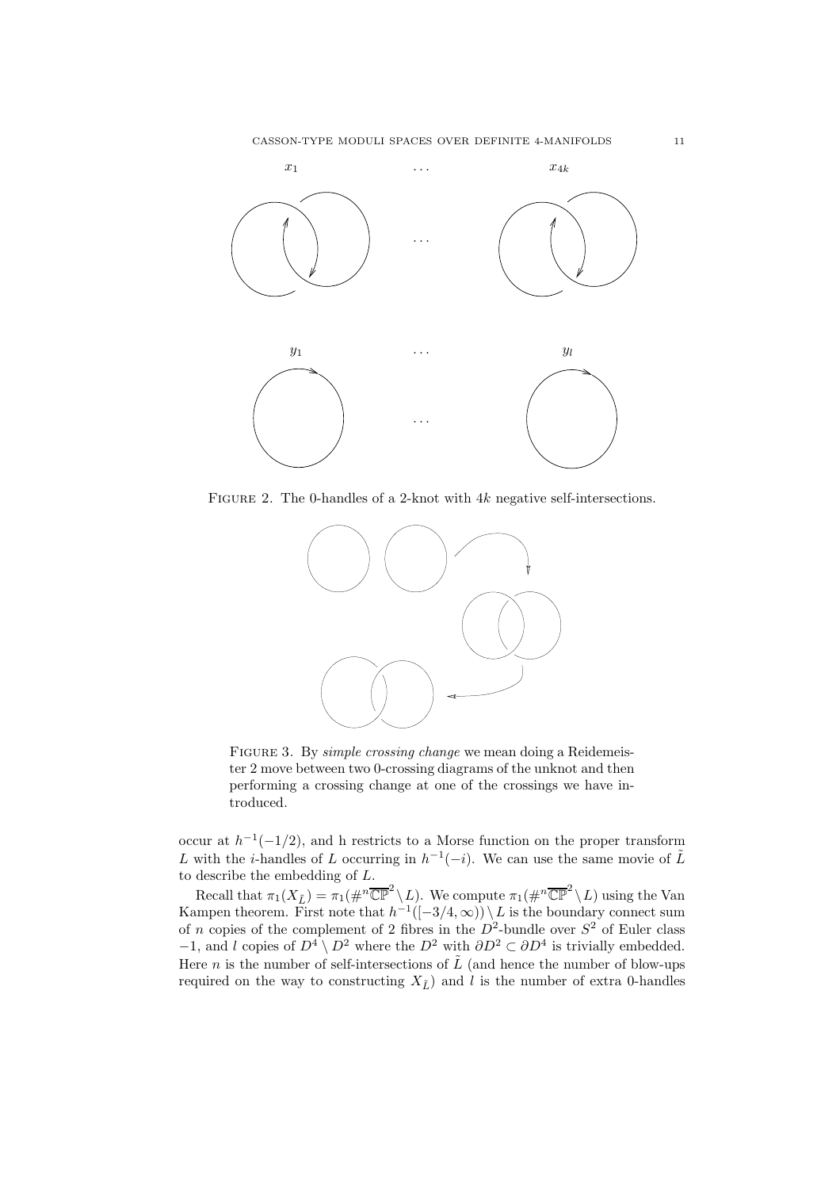$x_1$ ... $x_{4k}$

...

$y_1$ ... $y_l$

...

Figure 2. The 0-handles of a 2-knot with $4k$ negative self-intersections.

Figure 3. By *simple crossing change* we mean doing a Reidemeister 2 move between two 0-crossing diagrams of the unknot and then performing a crossing change at one of the crossings we have introduced.

occur at $h^{-1}(-1/2)$, and h restricts to a Morse function on the proper transform $L$ with the $i$-handles of $L$ occurring in $h^{-1}(-i)$. We can use the same movie of $\tilde{L}$ to describe the embedding of $L$.

Recall that $\pi_1(X_{\tilde{L}}) = \pi_1(\#^n\overline{\mathbb{CP}}^2 \setminus L)$. We compute $\pi_1(\#^n\overline{\mathbb{CP}}^2 \setminus L)$ using the Van Kampen theorem. First note that $h^{-1}([-3/4, \infty)) \setminus L$ is the boundary connect sum of $n$ copies of the complement of 2 fibres in the $D^2$-bundle over $S^2$ of Euler class $-1$, and $l$ copies of $D^4 \setminus D^2$ where the $D^2$ with $\partial D^2 \subset \partial D^4$ is trivially embedded. Here $n$ is the number of self-intersections of $\tilde{L}$ (and hence the number of blow-ups required on the way to constructing $X_{\tilde{L}}$) and $l$ is the number of extra 0-handles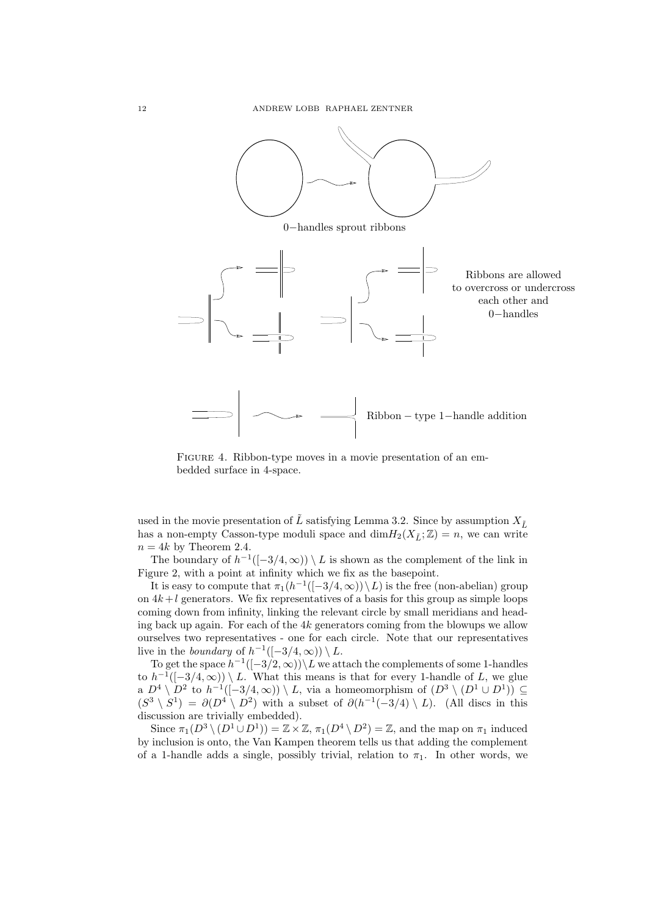0−handles sprout ribbons

Ribbons are allowed to overcross or undercross each other and 0−handles

Ribbon − type 1−handle addition

Figure 4. Ribbon-type moves in a movie presentation of an embedded surface in 4-space.

used in the movie presentation of $\tilde{L}$ satisfying Lemma 3.2. Since by assumption $X_{\tilde{L}}$ has a non-empty Casson-type moduli space and $\dim H_2(X_{\tilde{L}}; \mathbb{Z}) = n$, we can write $n = 4k$ by Theorem 2.4.

The boundary of $h^{-1}([-3/4, \infty)) \setminus L$ is shown as the complement of the link in Figure 2, with a point at infinity which we fix as the basepoint.

It is easy to compute that $\pi_1(h^{-1}([-3/4, \infty)) \setminus L)$ is the free (non-abelian) group on $4k + l$ generators. We fix representatives of a basis for this group as simple loops coming down from infinity, linking the relevant circle by small meridians and heading back up again. For each of the $4k$ generators coming from the blowups we allow ourselves two representatives - one for each circle. Note that our representatives live in the *boundary* of $h^{-1}([-3/4, \infty)) \setminus L$.

To get the space $h^{-1}([-3/2, \infty)) \setminus L$ we attach the complements of some 1-handles to $h^{-1}([-3/4, \infty)) \setminus L$. What this means is that for every 1-handle of $L$, we glue a $D^4 \setminus D^2$ to $h^{-1}([-3/4, \infty)) \setminus L$, via a homeomorphism of $(D^3 \setminus (D^1 \cup D^1)) \subseteq (S^3 \setminus S^1) = \partial(D^4 \setminus D^2)$ with a subset of $\partial(h^{-1}(-3/4) \setminus L)$. (All discs in this discussion are trivially embedded).

Since $\pi_1(D^3 \setminus (D^1 \cup D^1)) = \mathbb{Z} \times \mathbb{Z}$, $\pi_1(D^4 \setminus D^2) = \mathbb{Z}$, and the map on $\pi_1$ induced by inclusion is onto, the Van Kampen theorem tells us that adding the complement of a 1-handle adds a single, possibly trivial, relation to $\pi_1$. In other words, we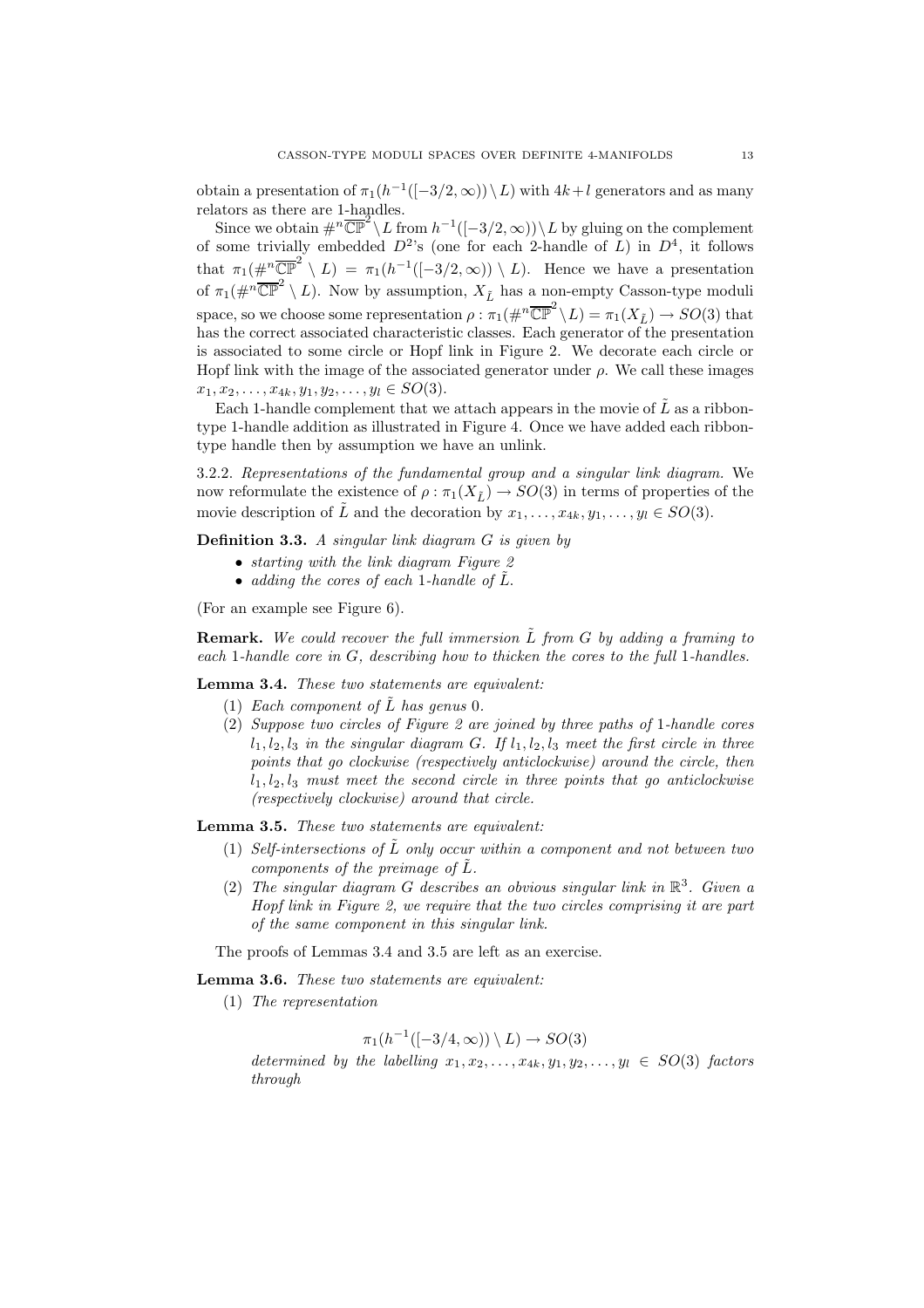obtain a presentation of $\pi_1(h^{-1}([-3/2,\infty))\setminus L)$ with $4k+l$ generators and as many relators as there are 1-handles.

Since we obtain $\#^n\overline{\mathbb{CP}}^2\setminus L$ from $h^{-1}([-3/2,\infty))\setminus L$ by gluing on the complement of some trivially embedded $D^2$'s (one for each 2-handle of $L$) in $D^4$, it follows that $\pi_1(\#^n\overline{\mathbb{CP}}^2\setminus L) = \pi_1(h^{-1}([-3/2,\infty))\setminus L)$. Hence we have a presentation of $\pi_1(\#^n\overline{\mathbb{CP}}^2\setminus L)$. Now by assumption, $X_{\tilde{L}}$ has a non-empty Casson-type moduli space, so we choose some representation $\rho : \pi_1(\#^n\overline{\mathbb{CP}}^2\setminus L) = \pi_1(X_{\tilde{L}}) \to SO(3)$ that has the correct associated characteristic classes. Each generator of the presentation is associated to some circle or Hopf link in Figure 2. We decorate each circle or Hopf link with the image of the associated generator under $\rho$. We call these images $x_1, x_2, \ldots, x_{4k}, y_1, y_2, \ldots, y_l \in SO(3)$.

Each 1-handle complement that we attach appears in the movie of $\tilde{L}$ as a ribbon-type 1-handle addition as illustrated in Figure 4. Once we have added each ribbon-type handle then by assumption we have an unlink.

3.2.2. *Representations of the fundamental group and a singular link diagram.* We now reformulate the existence of $\rho : \pi_1(X_{\tilde{L}}) \to SO(3)$ in terms of properties of the movie description of $\tilde{L}$ and the decoration by $x_1, \ldots, x_{4k}, y_1, \ldots, y_l \in SO(3)$.

**Definition 3.3.** *A singular link diagram $G$ is given by*

- *starting with the link diagram Figure 2*
- *adding the cores of each 1-handle of $\tilde{L}$.*

(For an example see Figure 6).

**Remark.** *We could recover the full immersion $\tilde{L}$ from $G$ by adding a framing to each 1-handle core in $G$, describing how to thicken the cores to the full 1-handles.*

**Lemma 3.4.** *These two statements are equivalent:*

1. *Each component of $\tilde{L}$ has genus 0.*
2. *Suppose two circles of Figure 2 are joined by three paths of 1-handle cores $l_1, l_2, l_3$ in the singular diagram $G$. If $l_1, l_2, l_3$ meet the first circle in three points that go clockwise (respectively anticlockwise) around the circle, then $l_1, l_2, l_3$ must meet the second circle in three points that go anticlockwise (respectively clockwise) around that circle.*

**Lemma 3.5.** *These two statements are equivalent:*

1. *Self-intersections of $\tilde{L}$ only occur within a component and not between two components of the preimage of $\tilde{L}$.*
2. *The singular diagram $G$ describes an obvious singular link in $\mathbb{R}^3$. Given a Hopf link in Figure 2, we require that the two circles comprising it are part of the same component in this singular link.*

The proofs of Lemmas 3.4 and 3.5 are left as an exercise.

**Lemma 3.6.** *These two statements are equivalent:*

1. *The representation*

$$\pi_1(h^{-1}([-3/4,\infty))\setminus L) \to SO(3)$$

*determined by the labelling $x_1, x_2, \ldots, x_{4k}, y_1, y_2, \ldots, y_l \in SO(3)$ factors through*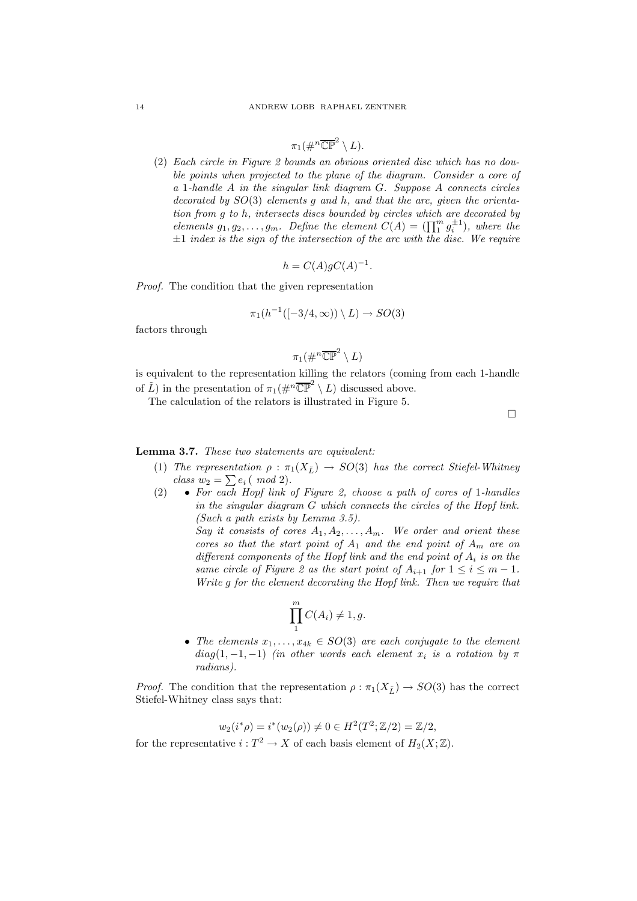$$\pi_1(\#^n\overline{\mathbb{CP}}^2 \setminus L).$$

(2) *Each circle in Figure 2 bounds an obvious oriented disc which has no double points when projected to the plane of the diagram. Consider a core of a 1-handle $A$ in the singular link diagram $G$. Suppose $A$ connects circles decorated by $SO(3)$ elements $g$ and $h$, and that the arc, given the orientation from $g$ to $h$, intersects discs bounded by circles which are decorated by elements $g_1, g_2, \ldots, g_m$. Define the element $C(A) = (\prod_1^m g_i^{\pm 1})$, where the $\pm 1$ index is the sign of the intersection of the arc with the disc. We require*

$$h = C(A) g C(A)^{-1}.$$

*Proof.* The condition that the given representation

$$\pi_1(h^{-1}([-3/4, \infty)) \setminus L) \to SO(3)$$

factors through

$$\pi_1(\#^n\overline{\mathbb{CP}}^2 \setminus L)$$

is equivalent to the representation killing the relators (coming from each 1-handle of $\tilde{L}$) in the presentation of $\pi_1(\#^n\overline{\mathbb{CP}}^2 \setminus L)$ discussed above.

The calculation of the relators is illustrated in Figure 5. □

**Lemma 3.7.** *These two statements are equivalent:*

(1) *The representation $\rho : \pi_1(X_{\tilde{L}}) \to SO(3)$ has the correct Stiefel-Whitney class $w_2 = \sum e_i$ ( mod 2).*

(2)
- *For each Hopf link of Figure 2, choose a path of cores of 1-handles in the singular diagram $G$ which connects the circles of the Hopf link. (Such a path exists by Lemma 3.5).*
  *Say it consists of cores $A_1, A_2, \ldots, A_m$. We order and orient these cores so that the start point of $A_1$ and the end point of $A_m$ are on different components of the Hopf link and the end point of $A_i$ is on the same circle of Figure 2 as the start point of $A_{i+1}$ for $1 \leq i \leq m-1$. Write $g$ for the element decorating the Hopf link. Then we require that*

$$\prod_1^m C(A_i) \neq 1, g.$$

- *The elements $x_1, \ldots, x_{4k} \in SO(3)$ are each conjugate to the element $diag(1, -1, -1)$ (in other words each element $x_i$ is a rotation by $\pi$ radians).*

*Proof.* The condition that the representation $\rho : \pi_1(X_{\tilde{L}}) \to SO(3)$ has the correct Stiefel-Whitney class says that:

$$w_2(i^*\rho) = i^*(w_2(\rho)) \neq 0 \in H^2(T^2; \mathbb{Z}/2) = \mathbb{Z}/2,$$

for the representative $i : T^2 \to X$ of each basis element of $H_2(X; \mathbb{Z})$.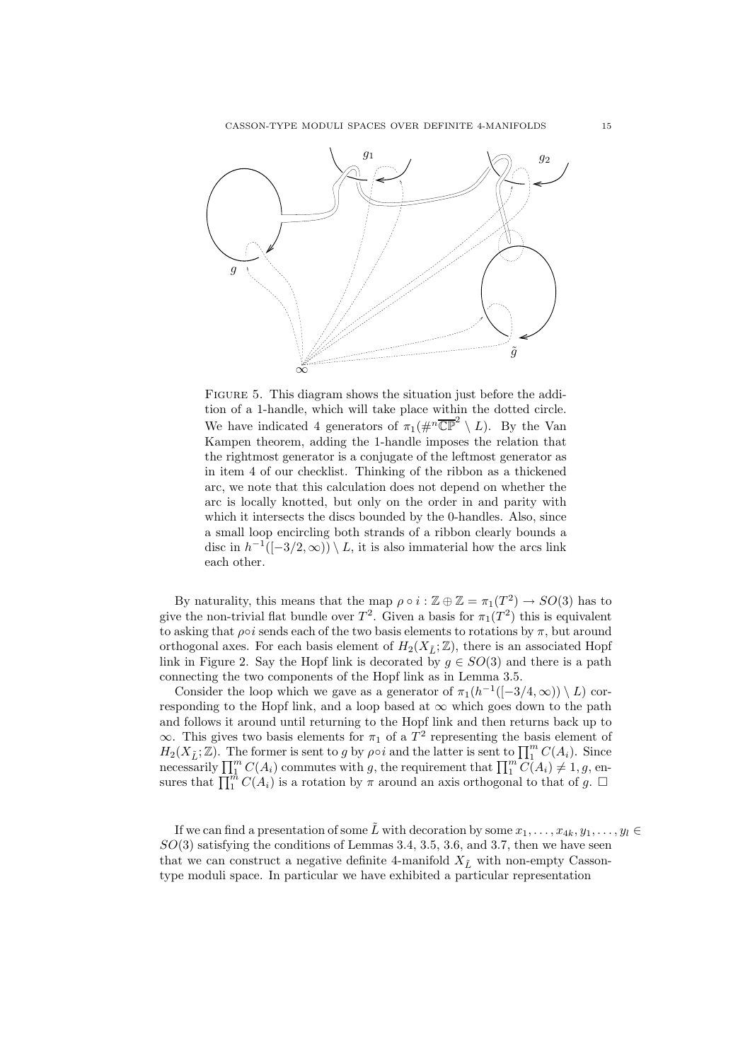Figure 5. This diagram shows the situation just before the addition of a 1-handle, which will take place within the dotted circle. We have indicated 4 generators of $\pi_1(\#^n\overline{\mathbb{CP}}^2 \setminus L)$. By the Van Kampen theorem, adding the 1-handle imposes the relation that the rightmost generator is a conjugate of the leftmost generator as in item 4 of our checklist. Thinking of the ribbon as a thickened arc, we note that this calculation does not depend on whether the arc is locally knotted, but only on the order in and parity with which it intersects the discs bounded by the 0-handles. Also, since a small loop encircling both strands of a ribbon clearly bounds a disc in $h^{-1}([-3/2,\infty)) \setminus L$, it is also immaterial how the arcs link each other.

By naturality, this means that the map $\rho \circ i : \mathbb{Z} \oplus \mathbb{Z} = \pi_1(T^2) \to SO(3)$ has to give the non-trivial flat bundle over $T^2$. Given a basis for $\pi_1(T^2)$ this is equivalent to asking that $\rho \circ i$ sends each of the two basis elements to rotations by $\pi$, but around orthogonal axes. For each basis element of $H_2(X_{\tilde{L}};\mathbb{Z})$, there is an associated Hopf link in Figure 2. Say the Hopf link is decorated by $g \in SO(3)$ and there is a path connecting the two components of the Hopf link as in Lemma 3.5.

Consider the loop which we gave as a generator of $\pi_1(h^{-1}([-3/4,\infty)) \setminus L)$ corresponding to the Hopf link, and a loop based at $\infty$ which goes down to the path and follows it around until returning to the Hopf link and then returns back up to $\infty$. This gives two basis elements for $\pi_1$ of a $T^2$ representing the basis element of $H_2(X_{\tilde{L}};\mathbb{Z})$. The former is sent to $g$ by $\rho \circ i$ and the latter is sent to $\prod_1^m C(A_i)$. Since necessarily $\prod_1^m C(A_i)$ commutes with $g$, the requirement that $\prod_1^m C(A_i) \neq 1, g$, ensures that $\prod_1^m C(A_i)$ is a rotation by $\pi$ around an axis orthogonal to that of $g$. $\square$

If we can find a presentation of some $\tilde{L}$ with decoration by some $x_1, \ldots, x_{4k}, y_1, \ldots, y_l \in SO(3)$ satisfying the conditions of Lemmas 3.4, 3.5, 3.6, and 3.7, then we have seen that we can construct a negative definite 4-manifold $X_{\tilde{L}}$ with non-empty Casson-type moduli space. In particular we have exhibited a particular representation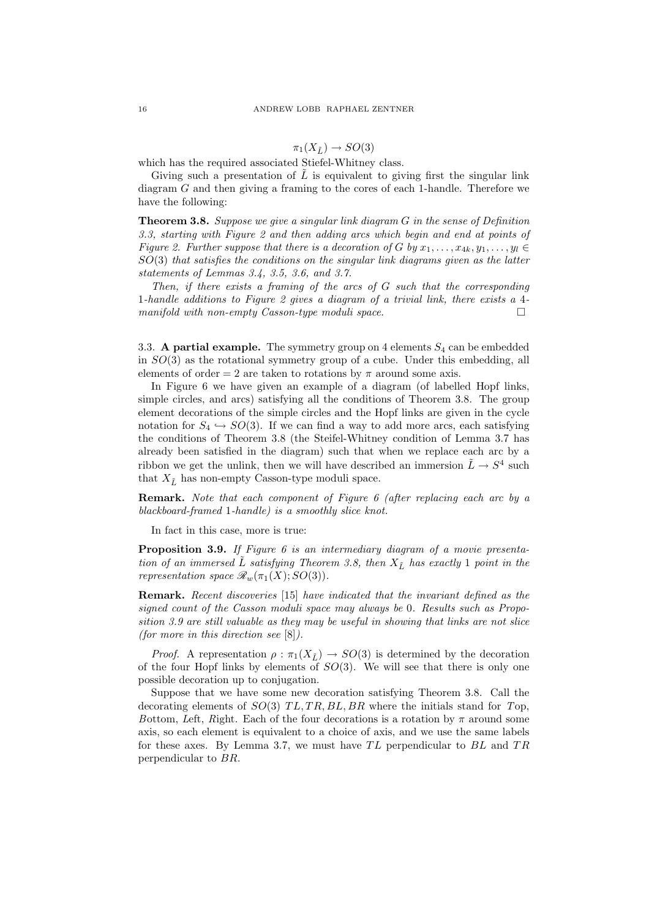$$\pi_1(X_{\tilde{L}}) \to SO(3)$$

which has the required associated Stiefel-Whitney class.

Giving such a presentation of $\tilde{L}$ is equivalent to giving first the singular link diagram $G$ and then giving a framing to the cores of each 1-handle. Therefore we have the following:

**Theorem 3.8.** *Suppose we give a singular link diagram $G$ in the sense of Definition 3.3, starting with Figure 2 and then adding arcs which begin and end at points of Figure 2. Further suppose that there is a decoration of $G$ by $x_1, \ldots, x_{4k}, y_1, \ldots, y_l \in SO(3)$ that satisfies the conditions on the singular link diagrams given as the latter statements of Lemmas 3.4, 3.5, 3.6, and 3.7.*

*Then, if there exists a framing of the arcs of $G$ such that the corresponding 1-handle additions to Figure 2 gives a diagram of a trivial link, there exists a 4-manifold with non-empty Casson-type moduli space.* □

### 3.3. A partial example.

The symmetry group on 4 elements $S_4$ can be embedded in $SO(3)$ as the rotational symmetry group of a cube. Under this embedding, all elements of order $= 2$ are taken to rotations by $\pi$ around some axis.

In Figure 6 we have given an example of a diagram (of labelled Hopf links, simple circles, and arcs) satisfying all the conditions of Theorem 3.8. The group element decorations of the simple circles and the Hopf links are given in the cycle notation for $S_4 \hookrightarrow SO(3)$. If we can find a way to add more arcs, each satisfying the conditions of Theorem 3.8 (the Steifel-Whitney condition of Lemma 3.7 has already been satisfied in the diagram) such that when we replace each arc by a ribbon we get the unlink, then we will have described an immersion $\tilde{L} \to S^4$ such that $X_{\tilde{L}}$ has non-empty Casson-type moduli space.

**Remark.** *Note that each component of Figure 6 (after replacing each arc by a blackboard-framed 1-handle) is a smoothly slice knot.*

In fact in this case, more is true:

**Proposition 3.9.** *If Figure 6 is an intermediary diagram of a movie presentation of an immersed $\tilde{L}$ satisfying Theorem 3.8, then $X_{\tilde{L}}$ has exactly 1 point in the representation space $\mathscr{R}_w(\pi_1(X); SO(3))$.*

**Remark.** *Recent discoveries [15] have indicated that the invariant defined as the signed count of the Casson moduli space may always be 0. Results such as Proposition 3.9 are still valuable as they may be useful in showing that links are not slice (for more in this direction see [8]).*

*Proof.* A representation $\rho : \pi_1(X_{\tilde{L}}) \to SO(3)$ is determined by the decoration of the four Hopf links by elements of $SO(3)$. We will see that there is only one possible decoration up to conjugation.

Suppose that we have some new decoration satisfying Theorem 3.8. Call the decorating elements of $SO(3)$ $TL, TR, BL, BR$ where the initials stand for *T*op, *B*ottom, *L*eft, *R*ight. Each of the four decorations is a rotation by $\pi$ around some axis, so each element is equivalent to a choice of axis, and we use the same labels for these axes. By Lemma 3.7, we must have $TL$ perpendicular to $BL$ and $TR$ perpendicular to $BR$.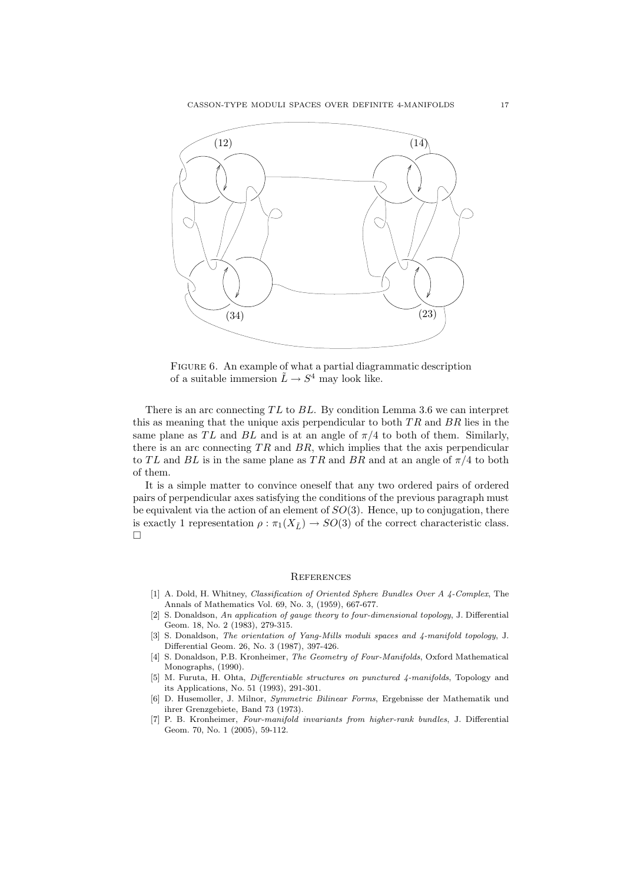Figure 6. An example of what a partial diagrammatic description of a suitable immersion $\tilde{L} \to S^4$ may look like.

There is an arc connecting $TL$ to $BL$. By condition Lemma 3.6 we can interpret this as meaning that the unique axis perpendicular to both $TR$ and $BR$ lies in the same plane as $TL$ and $BL$ and is at an angle of $\pi/4$ to both of them. Similarly, there is an arc connecting $TR$ and $BR$, which implies that the axis perpendicular to $TL$ and $BL$ is in the same plane as $TR$ and $BR$ and at an angle of $\pi/4$ to both of them.

It is a simple matter to convince oneself that any two ordered pairs of ordered pairs of perpendicular axes satisfying the conditions of the previous paragraph must be equivalent via the action of an element of $SO(3)$. Hence, up to conjugation, there is exactly 1 representation $\rho : \pi_1(X_{\tilde{L}}) \to SO(3)$ of the correct characteristic class. □

## References

[1] A. Dold, H. Whitney, *Classification of Oriented Sphere Bundles Over A 4-Complex*, The Annals of Mathematics Vol. 69, No. 3, (1959), 667-677.

[2] S. Donaldson, *An application of gauge theory to four-dimensional topology*, J. Differential Geom. 18, No. 2 (1983), 279-315.

[3] S. Donaldson, *The orientation of Yang-Mills moduli spaces and 4-manifold topology*, J. Differential Geom. 26, No. 3 (1987), 397-426.

[4] S. Donaldson, P.B. Kronheimer, *The Geometry of Four-Manifolds*, Oxford Mathematical Monographs, (1990).

[5] M. Furuta, H. Ohta, *Differentiable structures on punctured 4-manifolds*, Topology and its Applications, No. 51 (1993), 291-301.

[6] D. Husemoller, J. Milnor, *Symmetric Bilinear Forms*, Ergebnisse der Mathematik und ihrer Grenzgebiete, Band 73 (1973).

[7] P. B. Kronheimer, *Four-manifold invariants from higher-rank bundles*, J. Differential Geom. 70, No. 1 (2005), 59-112.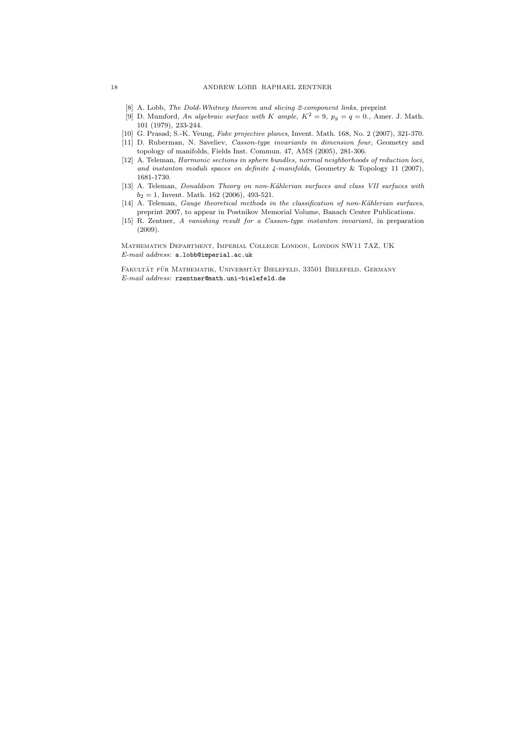[8] A. Lobb, *The Dold-Whitney theorem and slicing 2-component links*, preprint

[9] D. Mumford, *An algebraic surface with K ample, $K^2 = 9$, $p_g = q = 0$.*, Amer. J. Math. 101 (1979), 233-244.

[10] G. Prasad; S.-K. Yeung, *Fake projective planes*, Invent. Math. 168, No. 2 (2007), 321-370.

[11] D. Ruberman, N. Saveliev, *Casson-type invariants in dimension four*, Geometry and topology of manifolds, Fields Inst. Commun. 47, AMS (2005), 281-306.

[12] A. Teleman, *Harmonic sections in sphere bundles, normal neighborhoods of reduction loci, and instanton moduli spaces on definite 4-manifolds*, Geometry & Topology 11 (2007), 1681-1730.

[13] A. Teleman, *Donaldson Theory on non-Kählerian surfaces and class VII surfaces with $b_2 = 1$*, Invent. Math. 162 (2006), 493-521.

[14] A. Teleman, *Gauge theoretical methods in the classification of non-Kählerian surfaces*, preprint 2007, to appear in Postnikov Memorial Volume, Banach Center Publications.

[15] R. Zentner, *A vanishing result for a Casson-type instanton invariant*, in preparation (2009).

Mathematics Department, Imperial College London, London SW11 7AZ, UK
*E-mail address*: a.lobb@imperial.ac.uk

Fakultät für Mathematik, Universität Bielefeld, 33501 Bielefeld, Germany
*E-mail address*: rzentner@math.uni-bielefeld.de